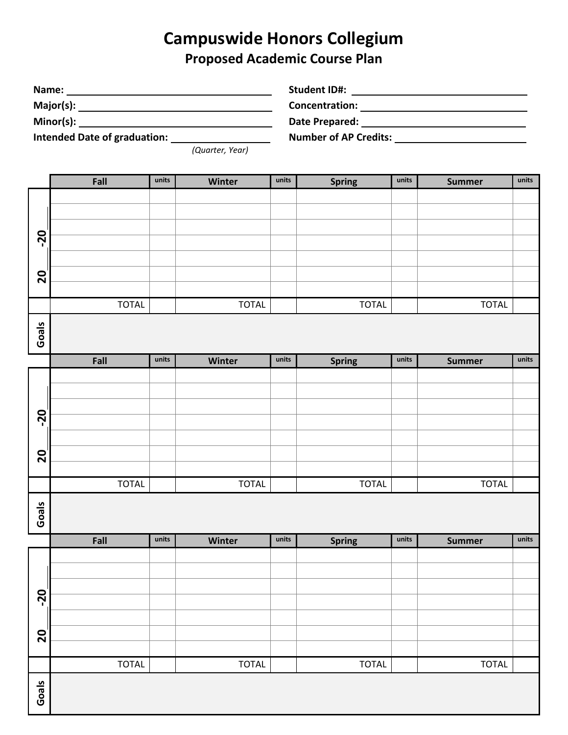# Campuswide Honors Collegium

## Proposed Academic Course Plan

**Name:** ______________________________ **Student ID#:** ______________________________

**Major(s):** ______________________________ **Concentration:** ______________________________

**Minor(s):** ______________________________ **Date Prepared:** ______________________________

**Intended Date of graduation:** ____________________ **Number of AP Credits:** ______________________________

*(Quarter, Year)*

| 20__-20__ | Fall | units | Winter | units | Spring | units | Summer | units |
|---|---|---|---|---|---|---|---|---|
| | | | | | | | | |
| | | | | | | | | |
| | | | | | | | | |
| | | | | | | | | |
| | | | | | | | | |
| | | | | | | | | |
| | | | | | | | | |
| | TOTAL | | TOTAL | | TOTAL | | TOTAL | |
| **Goals** | | | | | | | | |

| 20__-20__ | Fall | units | Winter | units | Spring | units | Summer | units |
|---|---|---|---|---|---|---|---|---|
| | | | | | | | | |
| | | | | | | | | |
| | | | | | | | | |
| | | | | | | | | |
| | | | | | | | | |
| | | | | | | | | |
| | | | | | | | | |
| | TOTAL | | TOTAL | | TOTAL | | TOTAL | |
| **Goals** | | | | | | | | |

| 20__-20__ | Fall | units | Winter | units | Spring | units | Summer | units |
|---|---|---|---|---|---|---|---|---|
| | | | | | | | | |
| | | | | | | | | |
| | | | | | | | | |
| | | | | | | | | |
| | | | | | | | | |
| | | | | | | | | |
| | | | | | | | | |
| | TOTAL | | TOTAL | | TOTAL | | TOTAL | |
| **Goals** | | | | | | | | |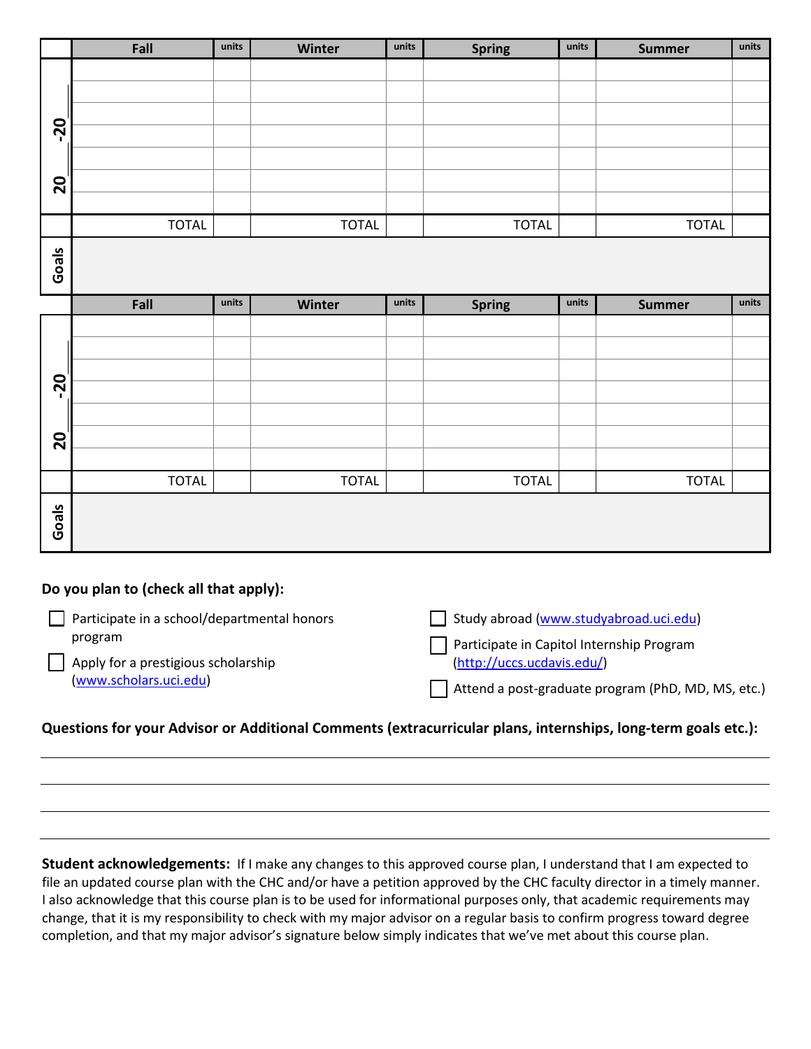| | Fall | units | Winter | units | Spring | units | Summer | units |
|---|---|---|---|---|---|---|---|---|
| 20 -20 | | | | | | | | |
| | | | | | | | | |
| | | | | | | | | |
| | | | | | | | | |
| | | | | | | | | |
| | | | | | | | | |
| | | | | | | | | |
| | TOTAL | | TOTAL | | TOTAL | | TOTAL | |
| Goals | | | | | | | | |

| | Fall | units | Winter | units | Spring | units | Summer | units |
|---|---|---|---|---|---|---|---|---|
| 20 -20 | | | | | | | | |
| | | | | | | | | |
| | | | | | | | | |
| | | | | | | | | |
| | | | | | | | | |
| | | | | | | | | |
| | | | | | | | | |
| | TOTAL | | TOTAL | | TOTAL | | TOTAL | |
| Goals | | | | | | | | |

**Do you plan to (check all that apply):**

- ☐ Participate in a school/departmental honors program
- ☐ Apply for a prestigious scholarship (www.scholars.uci.edu)
- ☐ Study abroad (www.studyabroad.uci.edu)
- ☐ Participate in Capitol Internship Program (http://uccs.ucdavis.edu/)
- ☐ Attend a post-graduate program (PhD, MD, MS, etc.)

**Questions for your Advisor or Additional Comments (extracurricular plans, internships, long-term goals etc.):**

______________________________________________________________________

______________________________________________________________________

______________________________________________________________________

______________________________________________________________________

**Student acknowledgements:** If I make any changes to this approved course plan, I understand that I am expected to file an updated course plan with the CHC and/or have a petition approved by the CHC faculty director in a timely manner. I also acknowledge that this course plan is to be used for informational purposes only, that academic requirements may change, that it is my responsibility to check with my major advisor on a regular basis to confirm progress toward degree completion, and that my major advisor's signature below simply indicates that we've met about this course plan.